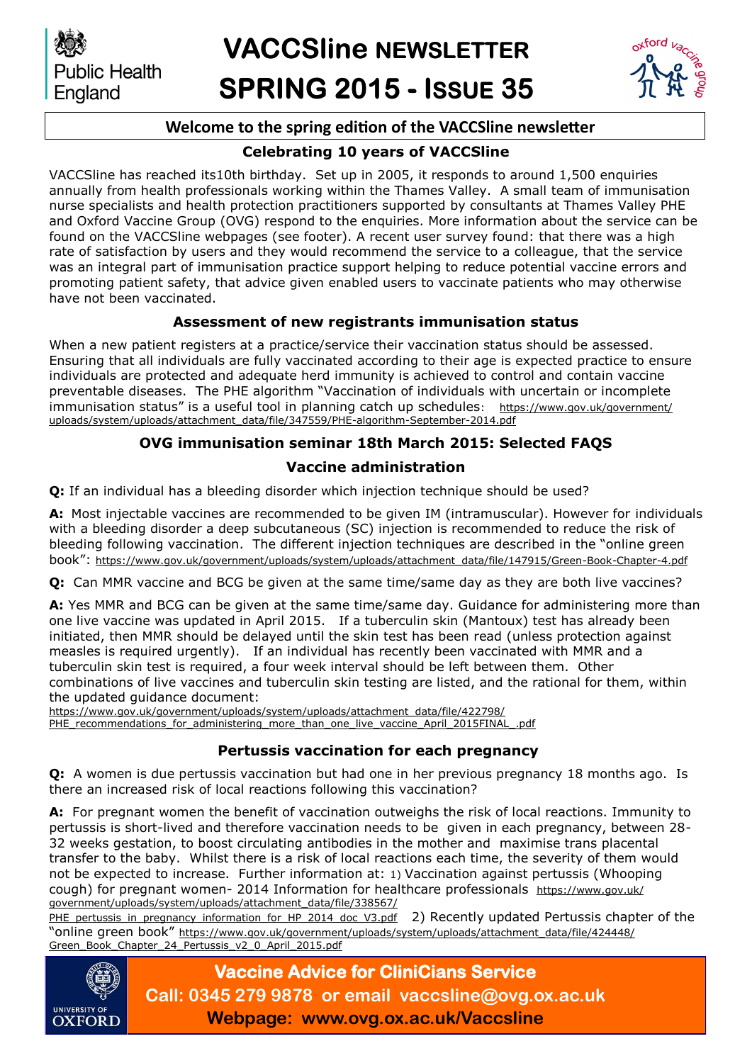Public Health England

# VACCSline NEWSLETTER SPRING 2015 - ISSUE 35

oxford vaccine group

## Welcome to the spring edition of the VACCSline newsletter

### Celebrating 10 years of VACCSline

VACCSline has reached its10th birthday. Set up in 2005, it responds to around 1,500 enquiries annually from health professionals working within the Thames Valley. A small team of immunisation nurse specialists and health protection practitioners supported by consultants at Thames Valley PHE and Oxford Vaccine Group (OVG) respond to the enquiries. More information about the service can be found on the VACCSline webpages (see footer). A recent user survey found: that there was a high rate of satisfaction by users and they would recommend the service to a colleague, that the service was an integral part of immunisation practice support helping to reduce potential vaccine errors and promoting patient safety, that advice given enabled users to vaccinate patients who may otherwise have not been vaccinated.

### Assessment of new registrants immunisation status

When a new patient registers at a practice/service their vaccination status should be assessed. Ensuring that all individuals are fully vaccinated according to their age is expected practice to ensure individuals are protected and adequate herd immunity is achieved to control and contain vaccine preventable diseases. The PHE algorithm "Vaccination of individuals with uncertain or incomplete immunisation status" is a useful tool in planning catch up schedules: https://www.gov.uk/government/uploads/system/uploads/attachment_data/file/347559/PHE-algorithm-September-2014.pdf

### OVG immunisation seminar 18th March 2015: Selected FAQS

### Vaccine administration

**Q:** If an individual has a bleeding disorder which injection technique should be used?

**A:** Most injectable vaccines are recommended to be given IM (intramuscular). However for individuals with a bleeding disorder a deep subcutaneous (SC) injection is recommended to reduce the risk of bleeding following vaccination. The different injection techniques are described in the "online green book": https://www.gov.uk/government/uploads/system/uploads/attachment_data/file/147915/Green-Book-Chapter-4.pdf

**Q:** Can MMR vaccine and BCG be given at the same time/same day as they are both live vaccines?

**A:** Yes MMR and BCG can be given at the same time/same day. Guidance for administering more than one live vaccine was updated in April 2015. If a tuberculin skin (Mantoux) test has already been initiated, then MMR should be delayed until the skin test has been read (unless protection against measles is required urgently). If an individual has recently been vaccinated with MMR and a tuberculin skin test is required, a four week interval should be left between them. Other combinations of live vaccines and tuberculin skin testing are listed, and the rational for them, within the updated guidance document:
https://www.gov.uk/government/uploads/system/uploads/attachment_data/file/422798/PHE_recommendations_for_administering_more_than_one_live_vaccine_April_2015FINAL_.pdf

### Pertussis vaccination for each pregnancy

**Q:** A women is due pertussis vaccination but had one in her previous pregnancy 18 months ago. Is there an increased risk of local reactions following this vaccination?

**A:** For pregnant women the benefit of vaccination outweighs the risk of local reactions. Immunity to pertussis is short-lived and therefore vaccination needs to be given in each pregnancy, between 28-32 weeks gestation, to boost circulating antibodies in the mother and maximise trans placental transfer to the baby. Whilst there is a risk of local reactions each time, the severity of them would not be expected to increase. Further information at: 1) Vaccination against pertussis (Whooping cough) for pregnant women- 2014 Information for healthcare professionals https://www.gov.uk/government/uploads/system/uploads/attachment_data/file/338567/PHE_pertussis_in_pregnancy_information_for_HP_2014_doc_V3.pdf 2) Recently updated Pertussis chapter of the "online green book" https://www.gov.uk/government/uploads/system/uploads/attachment_data/file/424448/Green_Book_Chapter_24_Pertussis_v2_0_April_2015.pdf

UNIVERSITY OF OXFORD

**Vaccine Advice for CliniCians Service**
**Call: 0345 279 9878 or email vaccsline@ovg.ox.ac.uk**
**Webpage: www.ovg.ox.ac.uk/Vaccsline**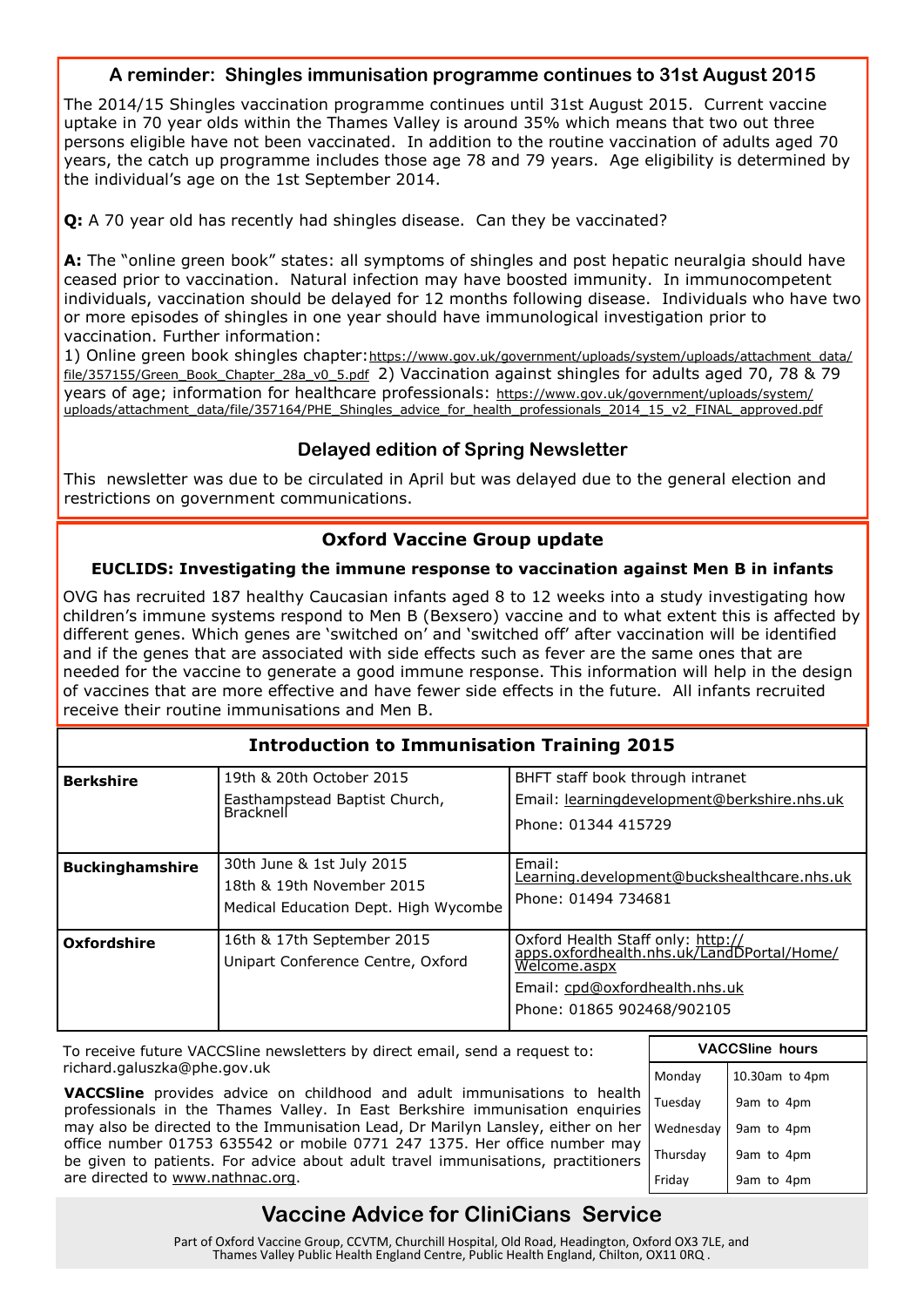### A reminder: Shingles immunisation programme continues to 31st August 2015

The 2014/15 Shingles vaccination programme continues until 31st August 2015. Current vaccine uptake in 70 year olds within the Thames Valley is around 35% which means that two out three persons eligible have not been vaccinated. In addition to the routine vaccination of adults aged 70 years, the catch up programme includes those age 78 and 79 years. Age eligibility is determined by the individual's age on the 1st September 2014.

**Q:** A 70 year old has recently had shingles disease. Can they be vaccinated?

**A:** The "online green book" states: all symptoms of shingles and post hepatic neuralgia should have ceased prior to vaccination. Natural infection may have boosted immunity. In immunocompetent individuals, vaccination should be delayed for 12 months following disease. Individuals who have two or more episodes of shingles in one year should have immunological investigation prior to vaccination. Further information:

1) Online green book shingles chapter: https://www.gov.uk/government/uploads/system/uploads/attachment_data/file/357155/Green_Book_Chapter_28a_v0_5.pdf 2) Vaccination against shingles for adults aged 70, 78 & 79 years of age; information for healthcare professionals: https://www.gov.uk/government/uploads/system/uploads/attachment_data/file/357164/PHE_Shingles_advice_for_health_professionals_2014_15_v2_FINAL_approved.pdf

### Delayed edition of Spring Newsletter

This newsletter was due to be circulated in April but was delayed due to the general election and restrictions on government communications.

### Oxford Vaccine Group update

**EUCLIDS: Investigating the immune response to vaccination against Men B in infants**

OVG has recruited 187 healthy Caucasian infants aged 8 to 12 weeks into a study investigating how children's immune systems respond to Men B (Bexsero) vaccine and to what extent this is affected by different genes. Which genes are 'switched on' and 'switched off' after vaccination will be identified and if the genes that are associated with side effects such as fever are the same ones that are needed for the vaccine to generate a good immune response. This information will help in the design of vaccines that are more effective and have fewer side effects in the future. All infants recruited receive their routine immunisations and Men B.

### Introduction to Immunisation Training 2015

| | | |
|---|---|---|
| **Berkshire** | 19th & 20th October 2015<br>Easthampstead Baptist Church, Bracknell | BHFT staff book through intranet<br>Email: learningdevelopment@berkshire.nhs.uk<br>Phone: 01344 415729 |
| **Buckinghamshire** | 30th June & 1st July 2015<br>18th & 19th November 2015<br>Medical Education Dept. High Wycombe | Email: Learning.development@buckshealthcare.nhs.uk<br>Phone: 01494 734681 |
| **Oxfordshire** | 16th & 17th September 2015<br>Unipart Conference Centre, Oxford | Oxford Health Staff only: http://apps.oxfordhealth.nhs.uk/LandDPortal/Home/Welcome.aspx<br>Email: cpd@oxfordhealth.nhs.uk<br>Phone: 01865 902468/902105 |

To receive future VACCSline newsletters by direct email, send a request to: richard.galuszka@phe.gov.uk

**VACCSline** provides advice on childhood and adult immunisations to health professionals in the Thames Valley. In East Berkshire immunisation enquiries may also be directed to the Immunisation Lead, Dr Marilyn Lansley, either on her office number 01753 635542 or mobile 0771 247 1375. Her office number may be given to patients. For advice about adult travel immunisations, practitioners are directed to www.nathnac.org.

| VACCSline hours | |
|---|---|
| Monday | 10.30am to 4pm |
| Tuesday | 9am to 4pm |
| Wednesday | 9am to 4pm |
| Thursday | 9am to 4pm |
| Friday | 9am to 4pm |

## Vaccine Advice for CliniCians Service

Part of Oxford Vaccine Group, CCVTM, Churchill Hospital, Old Road, Headington, Oxford OX3 7LE, and Thames Valley Public Health England Centre, Public Health England, Chilton, OX11 0RQ .